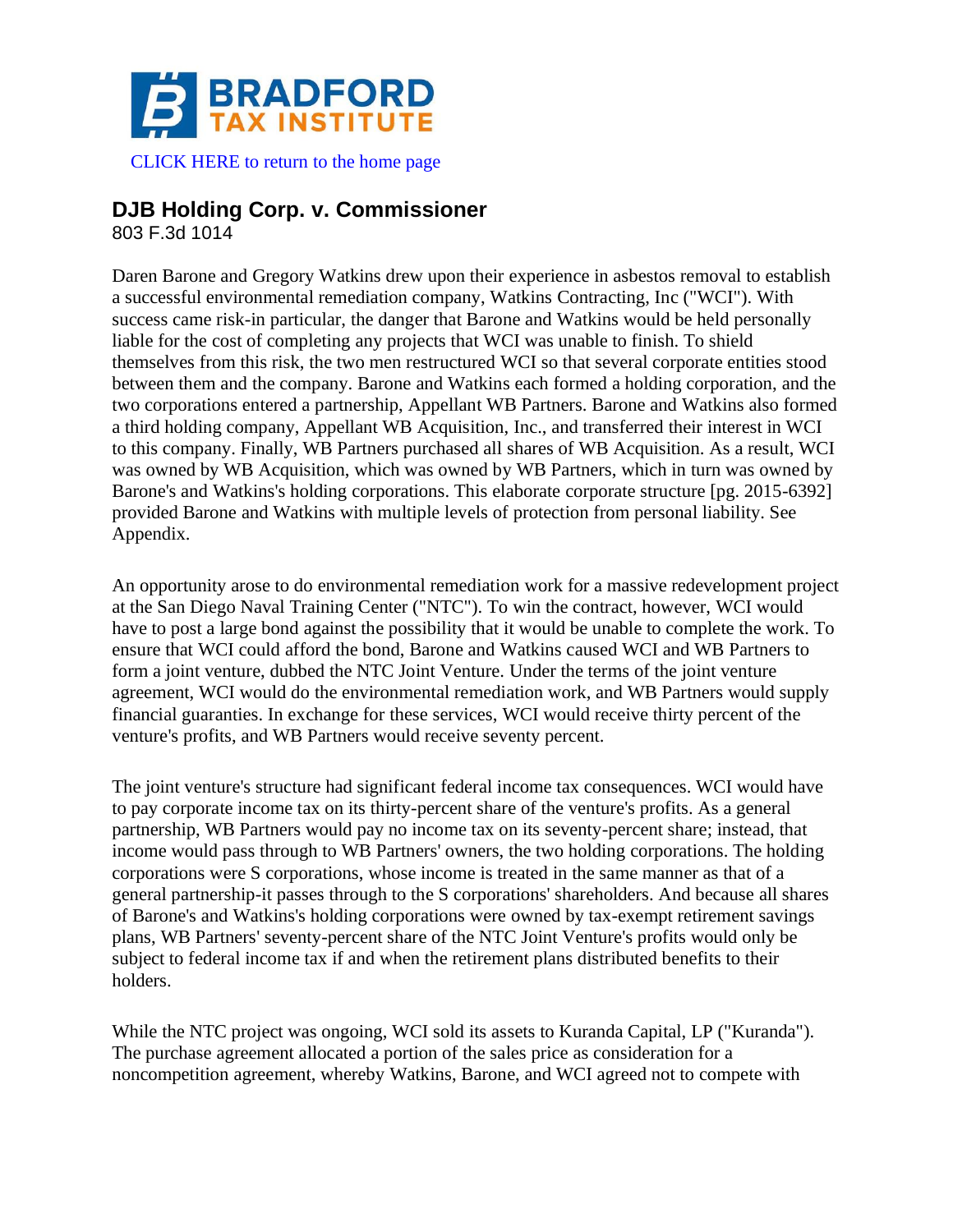BRADFORD TAX INSTITUTE

CLICK HERE to return to the home page

## DJB Holding Corp. v. Commissioner

803 F.3d 1014

Daren Barone and Gregory Watkins drew upon their experience in asbestos removal to establish a successful environmental remediation company, Watkins Contracting, Inc ("WCI"). With success came risk-in particular, the danger that Barone and Watkins would be held personally liable for the cost of completing any projects that WCI was unable to finish. To shield themselves from this risk, the two men restructured WCI so that several corporate entities stood between them and the company. Barone and Watkins each formed a holding corporation, and the two corporations entered a partnership, Appellant WB Partners. Barone and Watkins also formed a third holding company, Appellant WB Acquisition, Inc., and transferred their interest in WCI to this company. Finally, WB Partners purchased all shares of WB Acquisition. As a result, WCI was owned by WB Acquisition, which was owned by WB Partners, which in turn was owned by Barone's and Watkins's holding corporations. This elaborate corporate structure [pg. 2015-6392] provided Barone and Watkins with multiple levels of protection from personal liability. See Appendix.

An opportunity arose to do environmental remediation work for a massive redevelopment project at the San Diego Naval Training Center ("NTC"). To win the contract, however, WCI would have to post a large bond against the possibility that it would be unable to complete the work. To ensure that WCI could afford the bond, Barone and Watkins caused WCI and WB Partners to form a joint venture, dubbed the NTC Joint Venture. Under the terms of the joint venture agreement, WCI would do the environmental remediation work, and WB Partners would supply financial guaranties. In exchange for these services, WCI would receive thirty percent of the venture's profits, and WB Partners would receive seventy percent.

The joint venture's structure had significant federal income tax consequences. WCI would have to pay corporate income tax on its thirty-percent share of the venture's profits. As a general partnership, WB Partners would pay no income tax on its seventy-percent share; instead, that income would pass through to WB Partners' owners, the two holding corporations. The holding corporations were S corporations, whose income is treated in the same manner as that of a general partnership-it passes through to the S corporations' shareholders. And because all shares of Barone's and Watkins's holding corporations were owned by tax-exempt retirement savings plans, WB Partners' seventy-percent share of the NTC Joint Venture's profits would only be subject to federal income tax if and when the retirement plans distributed benefits to their holders.

While the NTC project was ongoing, WCI sold its assets to Kuranda Capital, LP ("Kuranda"). The purchase agreement allocated a portion of the sales price as consideration for a noncompetition agreement, whereby Watkins, Barone, and WCI agreed not to compete with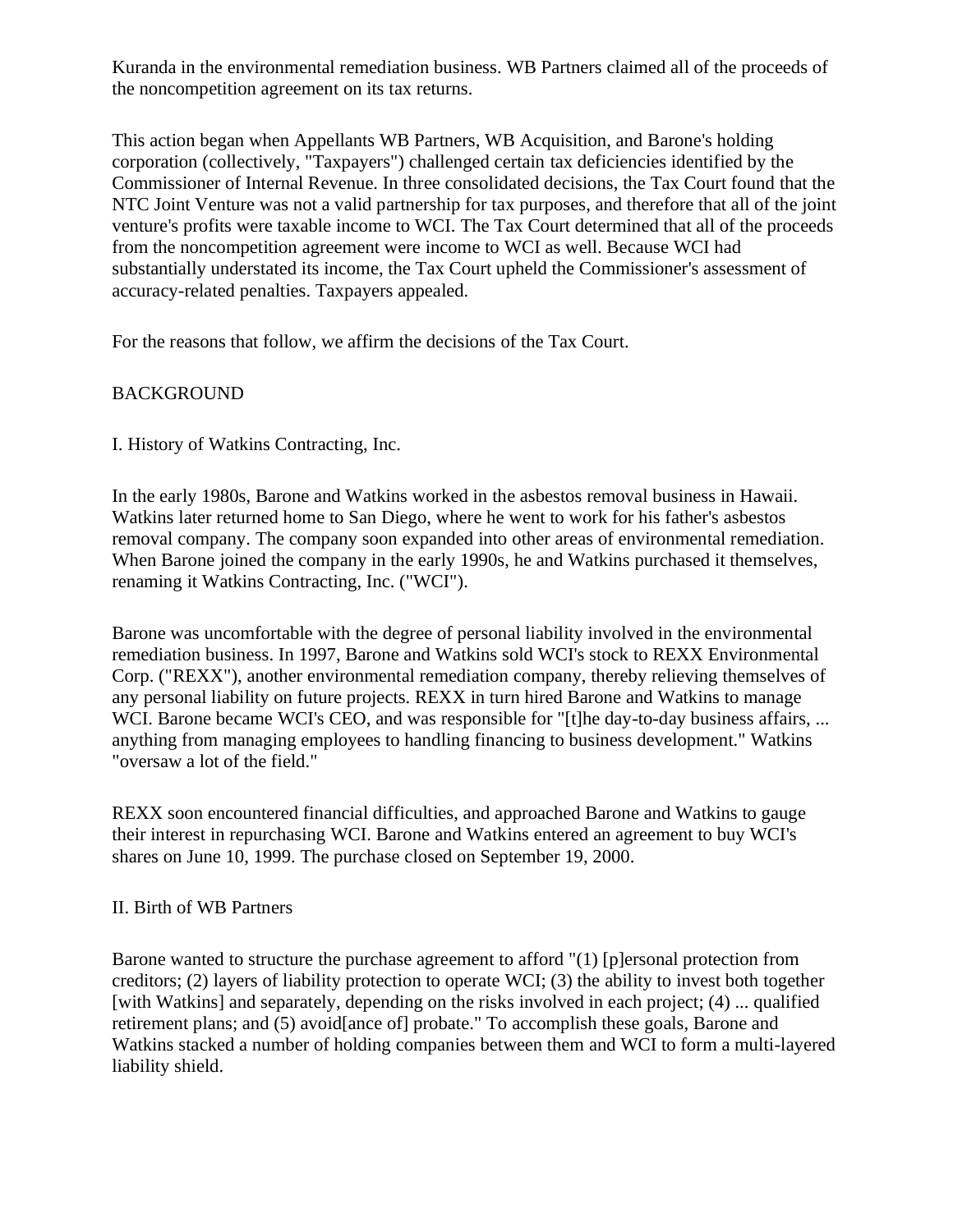Kuranda in the environmental remediation business. WB Partners claimed all of the proceeds of the noncompetition agreement on its tax returns.

This action began when Appellants WB Partners, WB Acquisition, and Barone's holding corporation (collectively, "Taxpayers") challenged certain tax deficiencies identified by the Commissioner of Internal Revenue. In three consolidated decisions, the Tax Court found that the NTC Joint Venture was not a valid partnership for tax purposes, and therefore that all of the joint venture's profits were taxable income to WCI. The Tax Court determined that all of the proceeds from the noncompetition agreement were income to WCI as well. Because WCI had substantially understated its income, the Tax Court upheld the Commissioner's assessment of accuracy-related penalties. Taxpayers appealed.

For the reasons that follow, we affirm the decisions of the Tax Court.

## BACKGROUND

### I. History of Watkins Contracting, Inc.

In the early 1980s, Barone and Watkins worked in the asbestos removal business in Hawaii. Watkins later returned home to San Diego, where he went to work for his father's asbestos removal company. The company soon expanded into other areas of environmental remediation. When Barone joined the company in the early 1990s, he and Watkins purchased it themselves, renaming it Watkins Contracting, Inc. ("WCI").

Barone was uncomfortable with the degree of personal liability involved in the environmental remediation business. In 1997, Barone and Watkins sold WCI's stock to REXX Environmental Corp. ("REXX"), another environmental remediation company, thereby relieving themselves of any personal liability on future projects. REXX in turn hired Barone and Watkins to manage WCI. Barone became WCI's CEO, and was responsible for "[t]he day-to-day business affairs, ... anything from managing employees to handling financing to business development." Watkins "oversaw a lot of the field."

REXX soon encountered financial difficulties, and approached Barone and Watkins to gauge their interest in repurchasing WCI. Barone and Watkins entered an agreement to buy WCI's shares on June 10, 1999. The purchase closed on September 19, 2000.

### II. Birth of WB Partners

Barone wanted to structure the purchase agreement to afford "(1) [p]ersonal protection from creditors; (2) layers of liability protection to operate WCI; (3) the ability to invest both together [with Watkins] and separately, depending on the risks involved in each project; (4) ... qualified retirement plans; and (5) avoid[ance of] probate." To accomplish these goals, Barone and Watkins stacked a number of holding companies between them and WCI to form a multi-layered liability shield.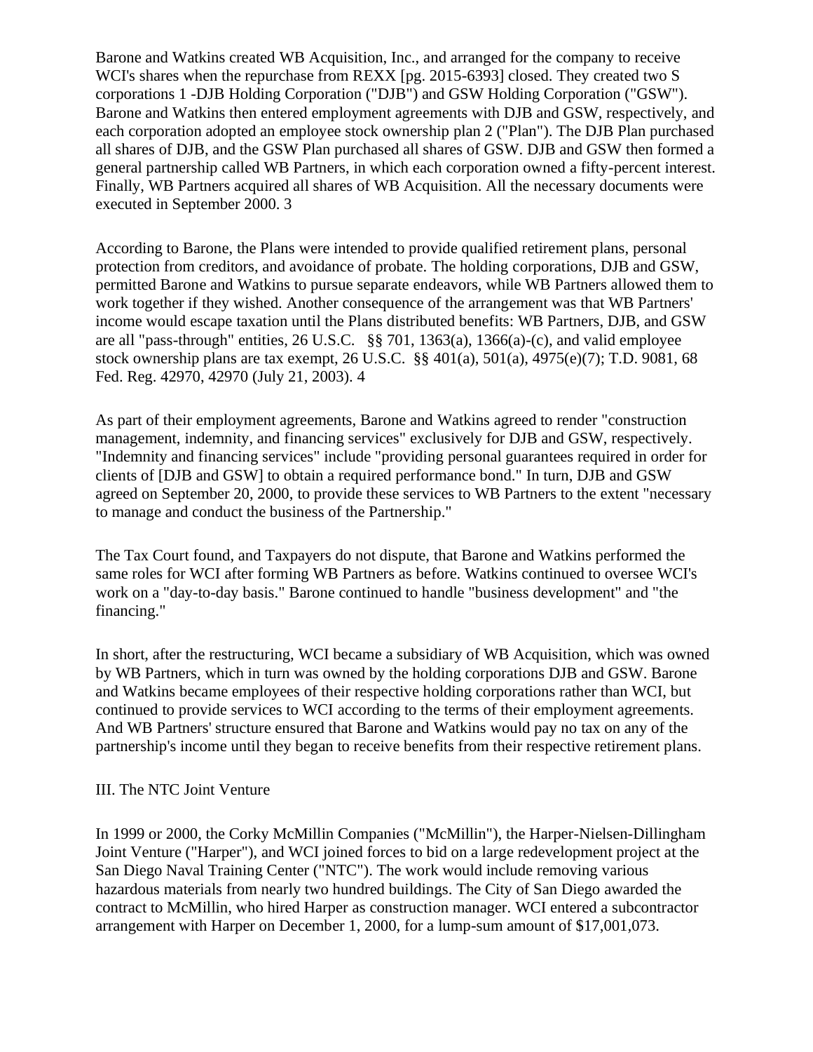Barone and Watkins created WB Acquisition, Inc., and arranged for the company to receive WCI's shares when the repurchase from REXX [pg. 2015-6393] closed. They created two S corporations 1 -DJB Holding Corporation ("DJB") and GSW Holding Corporation ("GSW"). Barone and Watkins then entered employment agreements with DJB and GSW, respectively, and each corporation adopted an employee stock ownership plan 2 ("Plan"). The DJB Plan purchased all shares of DJB, and the GSW Plan purchased all shares of GSW. DJB and GSW then formed a general partnership called WB Partners, in which each corporation owned a fifty-percent interest. Finally, WB Partners acquired all shares of WB Acquisition. All the necessary documents were executed in September 2000. 3

According to Barone, the Plans were intended to provide qualified retirement plans, personal protection from creditors, and avoidance of probate. The holding corporations, DJB and GSW, permitted Barone and Watkins to pursue separate endeavors, while WB Partners allowed them to work together if they wished. Another consequence of the arrangement was that WB Partners' income would escape taxation until the Plans distributed benefits: WB Partners, DJB, and GSW are all "pass-through" entities, 26 U.S.C. §§ 701, 1363(a), 1366(a)-(c), and valid employee stock ownership plans are tax exempt, 26 U.S.C. §§ 401(a), 501(a), 4975(e)(7); T.D. 9081, 68 Fed. Reg. 42970, 42970 (July 21, 2003). 4

As part of their employment agreements, Barone and Watkins agreed to render "construction management, indemnity, and financing services" exclusively for DJB and GSW, respectively. "Indemnity and financing services" include "providing personal guarantees required in order for clients of [DJB and GSW] to obtain a required performance bond." In turn, DJB and GSW agreed on September 20, 2000, to provide these services to WB Partners to the extent "necessary to manage and conduct the business of the Partnership."

The Tax Court found, and Taxpayers do not dispute, that Barone and Watkins performed the same roles for WCI after forming WB Partners as before. Watkins continued to oversee WCI's work on a "day-to-day basis." Barone continued to handle "business development" and "the financing."

In short, after the restructuring, WCI became a subsidiary of WB Acquisition, which was owned by WB Partners, which in turn was owned by the holding corporations DJB and GSW. Barone and Watkins became employees of their respective holding corporations rather than WCI, but continued to provide services to WCI according to the terms of their employment agreements. And WB Partners' structure ensured that Barone and Watkins would pay no tax on any of the partnership's income until they began to receive benefits from their respective retirement plans.

## III. The NTC Joint Venture

In 1999 or 2000, the Corky McMillin Companies ("McMillin"), the Harper-Nielsen-Dillingham Joint Venture ("Harper"), and WCI joined forces to bid on a large redevelopment project at the San Diego Naval Training Center ("NTC"). The work would include removing various hazardous materials from nearly two hundred buildings. The City of San Diego awarded the contract to McMillin, who hired Harper as construction manager. WCI entered a subcontractor arrangement with Harper on December 1, 2000, for a lump-sum amount of $17,001,073.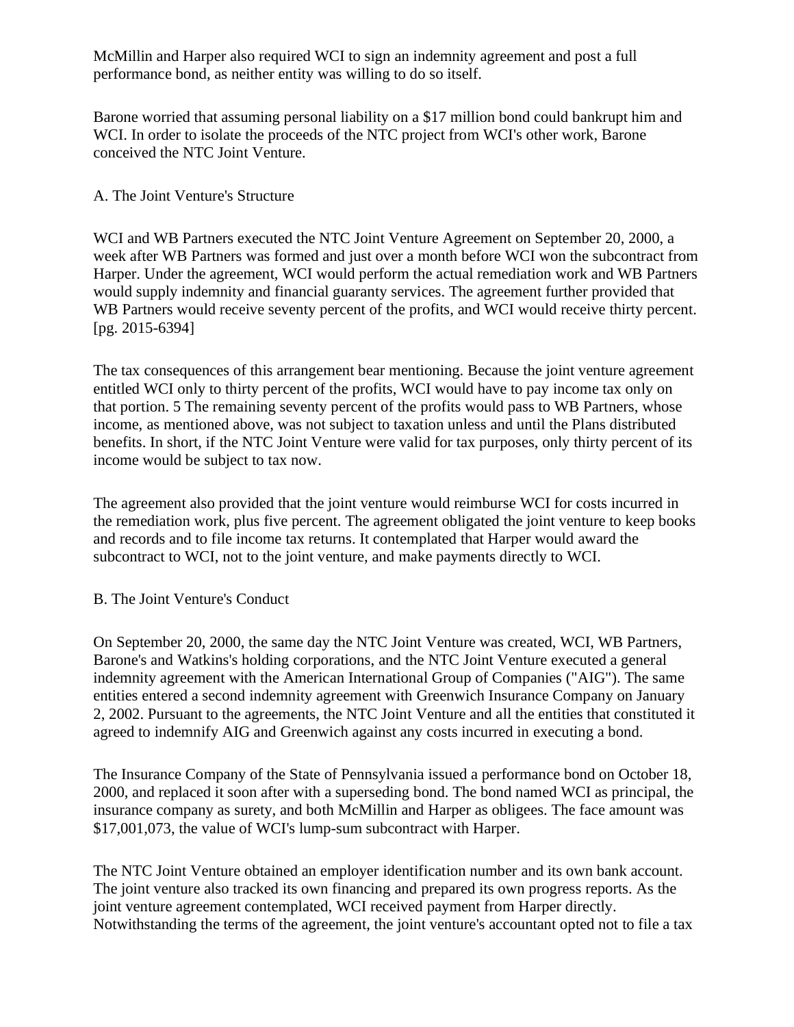McMillin and Harper also required WCI to sign an indemnity agreement and post a full performance bond, as neither entity was willing to do so itself.

Barone worried that assuming personal liability on a $17 million bond could bankrupt him and WCI. In order to isolate the proceeds of the NTC project from WCI's other work, Barone conceived the NTC Joint Venture.

### A. The Joint Venture's Structure

WCI and WB Partners executed the NTC Joint Venture Agreement on September 20, 2000, a week after WB Partners was formed and just over a month before WCI won the subcontract from Harper. Under the agreement, WCI would perform the actual remediation work and WB Partners would supply indemnity and financial guaranty services. The agreement further provided that WB Partners would receive seventy percent of the profits, and WCI would receive thirty percent. [pg. 2015-6394]

The tax consequences of this arrangement bear mentioning. Because the joint venture agreement entitled WCI only to thirty percent of the profits, WCI would have to pay income tax only on that portion. 5 The remaining seventy percent of the profits would pass to WB Partners, whose income, as mentioned above, was not subject to taxation unless and until the Plans distributed benefits. In short, if the NTC Joint Venture were valid for tax purposes, only thirty percent of its income would be subject to tax now.

The agreement also provided that the joint venture would reimburse WCI for costs incurred in the remediation work, plus five percent. The agreement obligated the joint venture to keep books and records and to file income tax returns. It contemplated that Harper would award the subcontract to WCI, not to the joint venture, and make payments directly to WCI.

### B. The Joint Venture's Conduct

On September 20, 2000, the same day the NTC Joint Venture was created, WCI, WB Partners, Barone's and Watkins's holding corporations, and the NTC Joint Venture executed a general indemnity agreement with the American International Group of Companies ("AIG"). The same entities entered a second indemnity agreement with Greenwich Insurance Company on January 2, 2002. Pursuant to the agreements, the NTC Joint Venture and all the entities that constituted it agreed to indemnify AIG and Greenwich against any costs incurred in executing a bond.

The Insurance Company of the State of Pennsylvania issued a performance bond on October 18, 2000, and replaced it soon after with a superseding bond. The bond named WCI as principal, the insurance company as surety, and both McMillin and Harper as obligees. The face amount was $17,001,073, the value of WCI's lump-sum subcontract with Harper.

The NTC Joint Venture obtained an employer identification number and its own bank account. The joint venture also tracked its own financing and prepared its own progress reports. As the joint venture agreement contemplated, WCI received payment from Harper directly. Notwithstanding the terms of the agreement, the joint venture's accountant opted not to file a tax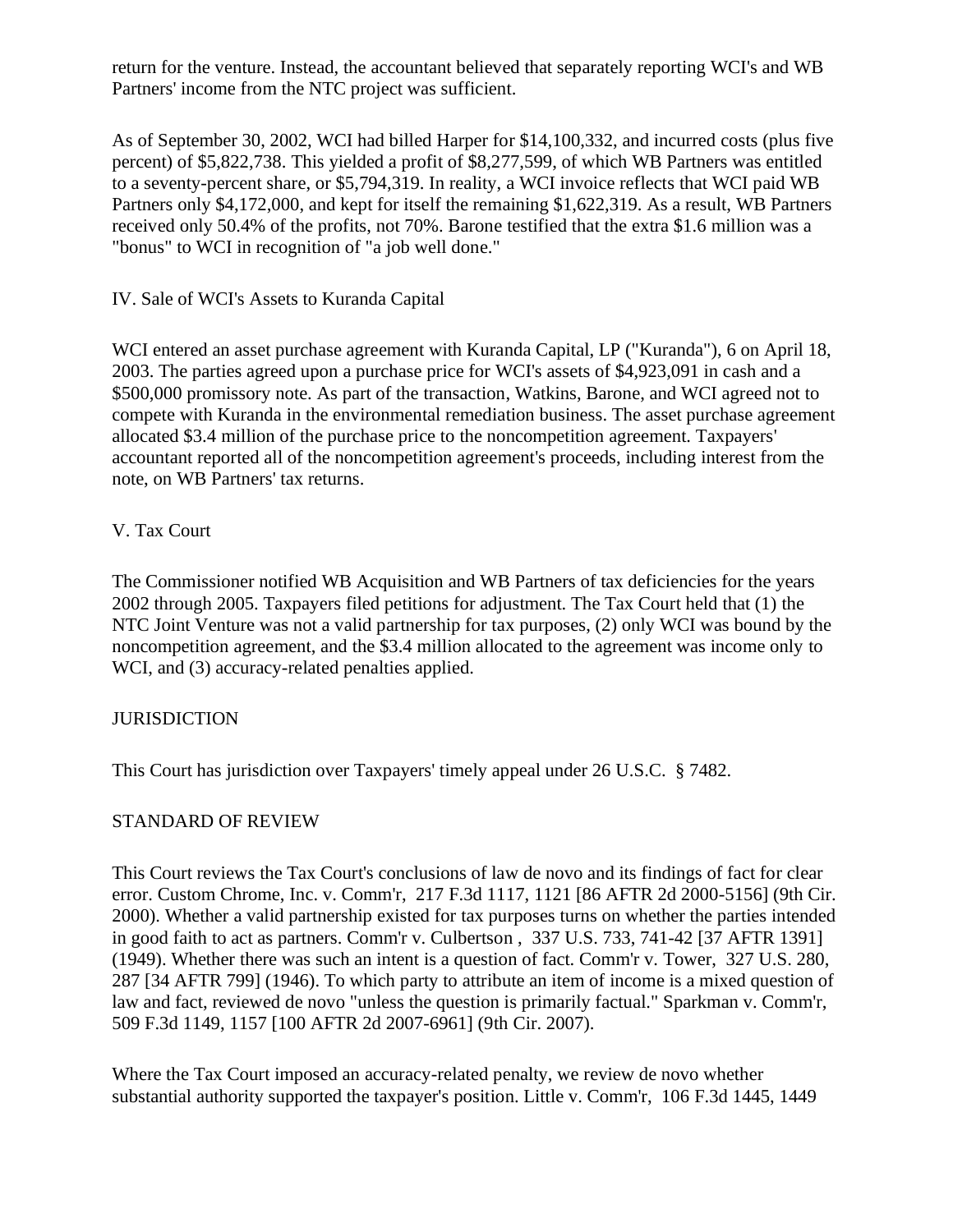return for the venture. Instead, the accountant believed that separately reporting WCI's and WB Partners' income from the NTC project was sufficient.

As of September 30, 2002, WCI had billed Harper for $14,100,332, and incurred costs (plus five percent) of $5,822,738. This yielded a profit of $8,277,599, of which WB Partners was entitled to a seventy-percent share, or $5,794,319. In reality, a WCI invoice reflects that WCI paid WB Partners only $4,172,000, and kept for itself the remaining $1,622,319. As a result, WB Partners received only 50.4% of the profits, not 70%. Barone testified that the extra $1.6 million was a "bonus" to WCI in recognition of "a job well done."

## IV. Sale of WCI's Assets to Kuranda Capital

WCI entered an asset purchase agreement with Kuranda Capital, LP ("Kuranda"), 6 on April 18, 2003. The parties agreed upon a purchase price for WCI's assets of $4,923,091 in cash and a $500,000 promissory note. As part of the transaction, Watkins, Barone, and WCI agreed not to compete with Kuranda in the environmental remediation business. The asset purchase agreement allocated $3.4 million of the purchase price to the noncompetition agreement. Taxpayers' accountant reported all of the noncompetition agreement's proceeds, including interest from the note, on WB Partners' tax returns.

## V. Tax Court

The Commissioner notified WB Acquisition and WB Partners of tax deficiencies for the years 2002 through 2005. Taxpayers filed petitions for adjustment. The Tax Court held that (1) the NTC Joint Venture was not a valid partnership for tax purposes, (2) only WCI was bound by the noncompetition agreement, and the $3.4 million allocated to the agreement was income only to WCI, and (3) accuracy-related penalties applied.

## JURISDICTION

This Court has jurisdiction over Taxpayers' timely appeal under 26 U.S.C. § 7482.

## STANDARD OF REVIEW

This Court reviews the Tax Court's conclusions of law de novo and its findings of fact for clear error. Custom Chrome, Inc. v. Comm'r, 217 F.3d 1117, 1121 [86 AFTR 2d 2000-5156] (9th Cir. 2000). Whether a valid partnership existed for tax purposes turns on whether the parties intended in good faith to act as partners. Comm'r v. Culbertson , 337 U.S. 733, 741-42 [37 AFTR 1391] (1949). Whether there was such an intent is a question of fact. Comm'r v. Tower, 327 U.S. 280, 287 [34 AFTR 799] (1946). To which party to attribute an item of income is a mixed question of law and fact, reviewed de novo "unless the question is primarily factual." Sparkman v. Comm'r, 509 F.3d 1149, 1157 [100 AFTR 2d 2007-6961] (9th Cir. 2007).

Where the Tax Court imposed an accuracy-related penalty, we review de novo whether substantial authority supported the taxpayer's position. Little v. Comm'r, 106 F.3d 1445, 1449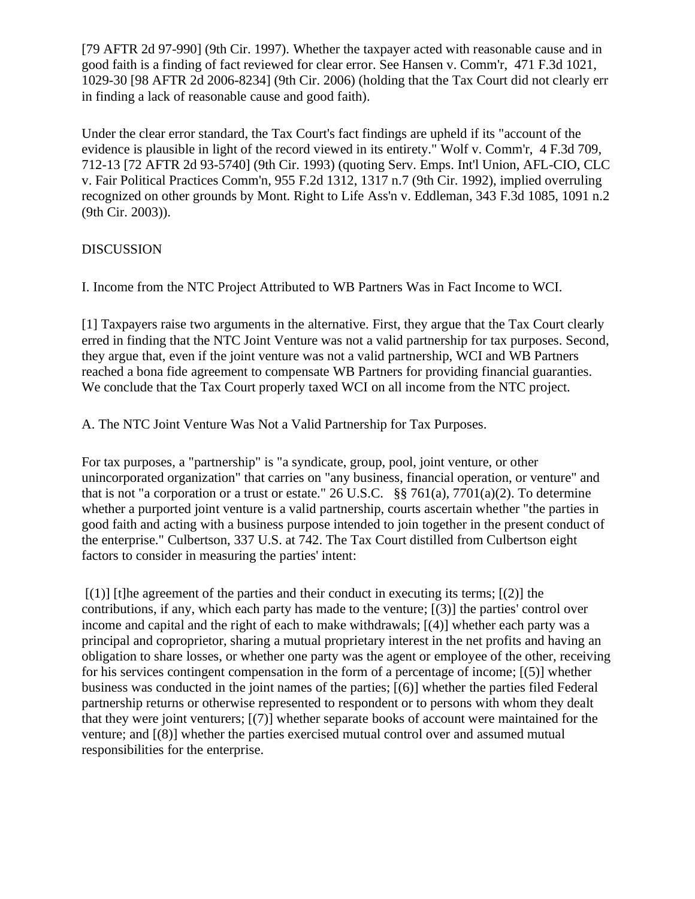[79 AFTR 2d 97-990] (9th Cir. 1997). Whether the taxpayer acted with reasonable cause and in good faith is a finding of fact reviewed for clear error. See Hansen v. Comm'r, 471 F.3d 1021, 1029-30 [98 AFTR 2d 2006-8234] (9th Cir. 2006) (holding that the Tax Court did not clearly err in finding a lack of reasonable cause and good faith).

Under the clear error standard, the Tax Court's fact findings are upheld if its "account of the evidence is plausible in light of the record viewed in its entirety." Wolf v. Comm'r, 4 F.3d 709, 712-13 [72 AFTR 2d 93-5740] (9th Cir. 1993) (quoting Serv. Emps. Int'l Union, AFL-CIO, CLC v. Fair Political Practices Comm'n, 955 F.2d 1312, 1317 n.7 (9th Cir. 1992), implied overruling recognized on other grounds by Mont. Right to Life Ass'n v. Eddleman, 343 F.3d 1085, 1091 n.2 (9th Cir. 2003)).

## DISCUSSION

### I. Income from the NTC Project Attributed to WB Partners Was in Fact Income to WCI.

[1] Taxpayers raise two arguments in the alternative. First, they argue that the Tax Court clearly erred in finding that the NTC Joint Venture was not a valid partnership for tax purposes. Second, they argue that, even if the joint venture was not a valid partnership, WCI and WB Partners reached a bona fide agreement to compensate WB Partners for providing financial guaranties. We conclude that the Tax Court properly taxed WCI on all income from the NTC project.

#### A. The NTC Joint Venture Was Not a Valid Partnership for Tax Purposes.

For tax purposes, a "partnership" is "a syndicate, group, pool, joint venture, or other unincorporated organization" that carries on "any business, financial operation, or venture" and that is not "a corporation or a trust or estate." 26 U.S.C. §§ 761(a), 7701(a)(2). To determine whether a purported joint venture is a valid partnership, courts ascertain whether "the parties in good faith and acting with a business purpose intended to join together in the present conduct of the enterprise." Culbertson, 337 U.S. at 742. The Tax Court distilled from Culbertson eight factors to consider in measuring the parties' intent:

> [(1)] [t]he agreement of the parties and their conduct in executing its terms; [(2)] the contributions, if any, which each party has made to the venture; [(3)] the parties' control over income and capital and the right of each to make withdrawals; [(4)] whether each party was a principal and coproprietor, sharing a mutual proprietary interest in the net profits and having an obligation to share losses, or whether one party was the agent or employee of the other, receiving for his services contingent compensation in the form of a percentage of income; [(5)] whether business was conducted in the joint names of the parties; [(6)] whether the parties filed Federal partnership returns or otherwise represented to respondent or to persons with whom they dealt that they were joint venturers; [(7)] whether separate books of account were maintained for the venture; and [(8)] whether the parties exercised mutual control over and assumed mutual responsibilities for the enterprise.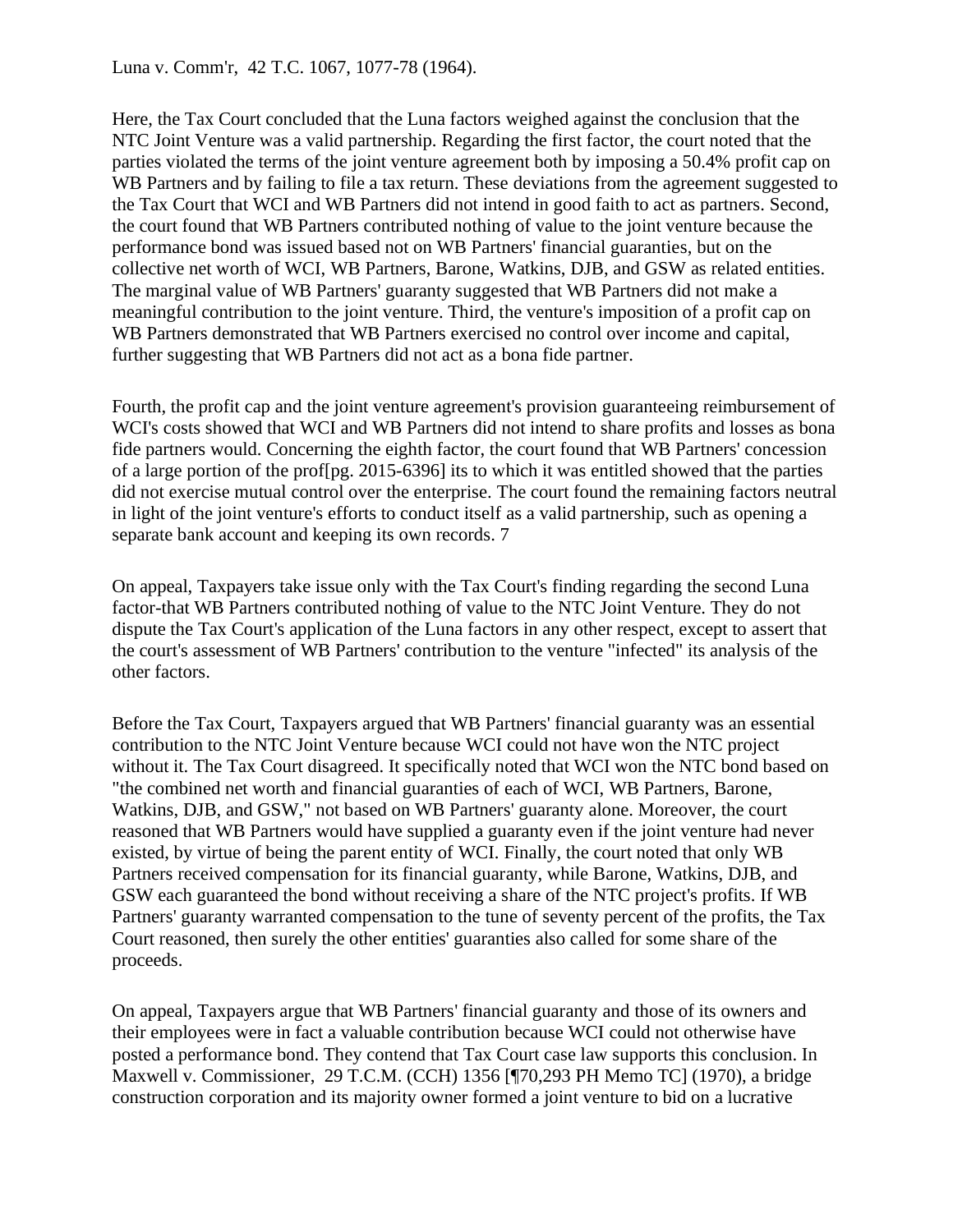Luna v. Comm'r, 42 T.C. 1067, 1077-78 (1964).

Here, the Tax Court concluded that the Luna factors weighed against the conclusion that the NTC Joint Venture was a valid partnership. Regarding the first factor, the court noted that the parties violated the terms of the joint venture agreement both by imposing a 50.4% profit cap on WB Partners and by failing to file a tax return. These deviations from the agreement suggested to the Tax Court that WCI and WB Partners did not intend in good faith to act as partners. Second, the court found that WB Partners contributed nothing of value to the joint venture because the performance bond was issued based not on WB Partners' financial guaranties, but on the collective net worth of WCI, WB Partners, Barone, Watkins, DJB, and GSW as related entities. The marginal value of WB Partners' guaranty suggested that WB Partners did not make a meaningful contribution to the joint venture. Third, the venture's imposition of a profit cap on WB Partners demonstrated that WB Partners exercised no control over income and capital, further suggesting that WB Partners did not act as a bona fide partner.

Fourth, the profit cap and the joint venture agreement's provision guaranteeing reimbursement of WCI's costs showed that WCI and WB Partners did not intend to share profits and losses as bona fide partners would. Concerning the eighth factor, the court found that WB Partners' concession of a large portion of the prof[pg. 2015-6396] its to which it was entitled showed that the parties did not exercise mutual control over the enterprise. The court found the remaining factors neutral in light of the joint venture's efforts to conduct itself as a valid partnership, such as opening a separate bank account and keeping its own records. 7

On appeal, Taxpayers take issue only with the Tax Court's finding regarding the second Luna factor-that WB Partners contributed nothing of value to the NTC Joint Venture. They do not dispute the Tax Court's application of the Luna factors in any other respect, except to assert that the court's assessment of WB Partners' contribution to the venture "infected" its analysis of the other factors.

Before the Tax Court, Taxpayers argued that WB Partners' financial guaranty was an essential contribution to the NTC Joint Venture because WCI could not have won the NTC project without it. The Tax Court disagreed. It specifically noted that WCI won the NTC bond based on "the combined net worth and financial guaranties of each of WCI, WB Partners, Barone, Watkins, DJB, and GSW," not based on WB Partners' guaranty alone. Moreover, the court reasoned that WB Partners would have supplied a guaranty even if the joint venture had never existed, by virtue of being the parent entity of WCI. Finally, the court noted that only WB Partners received compensation for its financial guaranty, while Barone, Watkins, DJB, and GSW each guaranteed the bond without receiving a share of the NTC project's profits. If WB Partners' guaranty warranted compensation to the tune of seventy percent of the profits, the Tax Court reasoned, then surely the other entities' guaranties also called for some share of the proceeds.

On appeal, Taxpayers argue that WB Partners' financial guaranty and those of its owners and their employees were in fact a valuable contribution because WCI could not otherwise have posted a performance bond. They contend that Tax Court case law supports this conclusion. In Maxwell v. Commissioner, 29 T.C.M. (CCH) 1356 [¶70,293 PH Memo TC] (1970), a bridge construction corporation and its majority owner formed a joint venture to bid on a lucrative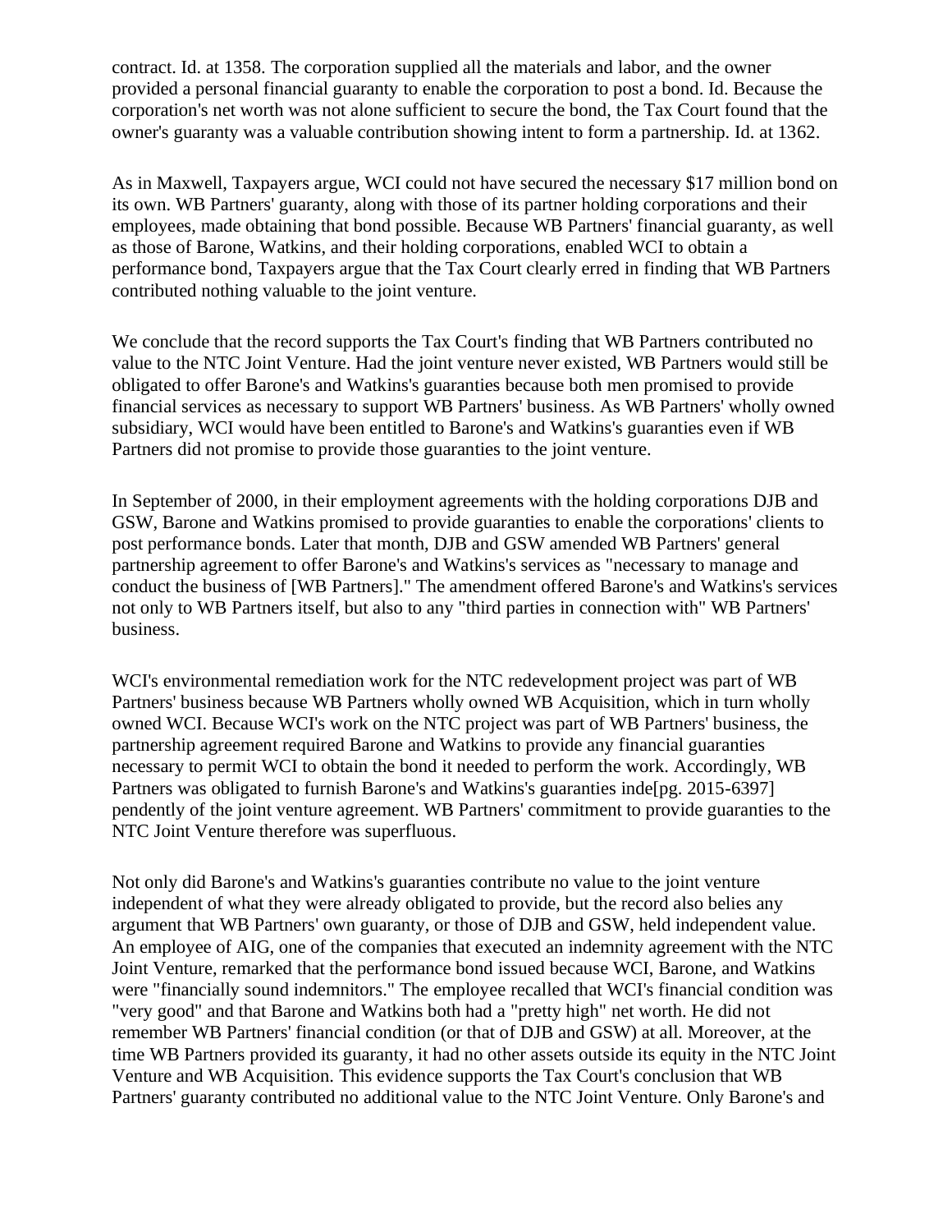contract. Id. at 1358. The corporation supplied all the materials and labor, and the owner provided a personal financial guaranty to enable the corporation to post a bond. Id. Because the corporation's net worth was not alone sufficient to secure the bond, the Tax Court found that the owner's guaranty was a valuable contribution showing intent to form a partnership. Id. at 1362.

As in Maxwell, Taxpayers argue, WCI could not have secured the necessary $17 million bond on its own. WB Partners' guaranty, along with those of its partner holding corporations and their employees, made obtaining that bond possible. Because WB Partners' financial guaranty, as well as those of Barone, Watkins, and their holding corporations, enabled WCI to obtain a performance bond, Taxpayers argue that the Tax Court clearly erred in finding that WB Partners contributed nothing valuable to the joint venture.

We conclude that the record supports the Tax Court's finding that WB Partners contributed no value to the NTC Joint Venture. Had the joint venture never existed, WB Partners would still be obligated to offer Barone's and Watkins's guaranties because both men promised to provide financial services as necessary to support WB Partners' business. As WB Partners' wholly owned subsidiary, WCI would have been entitled to Barone's and Watkins's guaranties even if WB Partners did not promise to provide those guaranties to the joint venture.

In September of 2000, in their employment agreements with the holding corporations DJB and GSW, Barone and Watkins promised to provide guaranties to enable the corporations' clients to post performance bonds. Later that month, DJB and GSW amended WB Partners' general partnership agreement to offer Barone's and Watkins's services as "necessary to manage and conduct the business of [WB Partners]." The amendment offered Barone's and Watkins's services not only to WB Partners itself, but also to any "third parties in connection with" WB Partners' business.

WCI's environmental remediation work for the NTC redevelopment project was part of WB Partners' business because WB Partners wholly owned WB Acquisition, which in turn wholly owned WCI. Because WCI's work on the NTC project was part of WB Partners' business, the partnership agreement required Barone and Watkins to provide any financial guaranties necessary to permit WCI to obtain the bond it needed to perform the work. Accordingly, WB Partners was obligated to furnish Barone's and Watkins's guaranties inde[pg. 2015-6397] pendently of the joint venture agreement. WB Partners' commitment to provide guaranties to the NTC Joint Venture therefore was superfluous.

Not only did Barone's and Watkins's guaranties contribute no value to the joint venture independent of what they were already obligated to provide, but the record also belies any argument that WB Partners' own guaranty, or those of DJB and GSW, held independent value. An employee of AIG, one of the companies that executed an indemnity agreement with the NTC Joint Venture, remarked that the performance bond issued because WCI, Barone, and Watkins were "financially sound indemnitors." The employee recalled that WCI's financial condition was "very good" and that Barone and Watkins both had a "pretty high" net worth. He did not remember WB Partners' financial condition (or that of DJB and GSW) at all. Moreover, at the time WB Partners provided its guaranty, it had no other assets outside its equity in the NTC Joint Venture and WB Acquisition. This evidence supports the Tax Court's conclusion that WB Partners' guaranty contributed no additional value to the NTC Joint Venture. Only Barone's and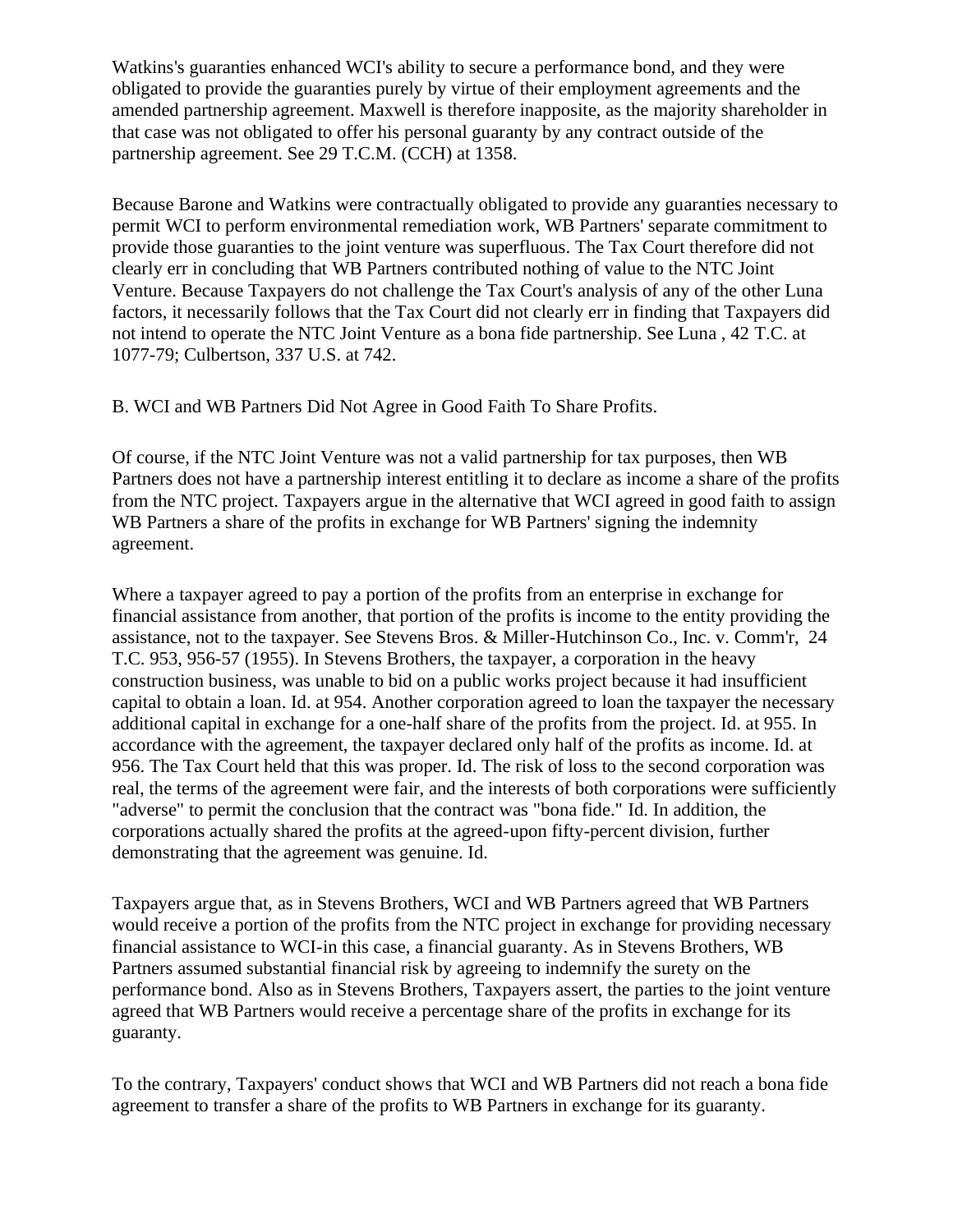Watkins's guaranties enhanced WCI's ability to secure a performance bond, and they were obligated to provide the guaranties purely by virtue of their employment agreements and the amended partnership agreement. Maxwell is therefore inapposite, as the majority shareholder in that case was not obligated to offer his personal guaranty by any contract outside of the partnership agreement. See 29 T.C.M. (CCH) at 1358.

Because Barone and Watkins were contractually obligated to provide any guaranties necessary to permit WCI to perform environmental remediation work, WB Partners' separate commitment to provide those guaranties to the joint venture was superfluous. The Tax Court therefore did not clearly err in concluding that WB Partners contributed nothing of value to the NTC Joint Venture. Because Taxpayers do not challenge the Tax Court's analysis of any of the other Luna factors, it necessarily follows that the Tax Court did not clearly err in finding that Taxpayers did not intend to operate the NTC Joint Venture as a bona fide partnership. See Luna , 42 T.C. at 1077-79; Culbertson, 337 U.S. at 742.

B. WCI and WB Partners Did Not Agree in Good Faith To Share Profits.

Of course, if the NTC Joint Venture was not a valid partnership for tax purposes, then WB Partners does not have a partnership interest entitling it to declare as income a share of the profits from the NTC project. Taxpayers argue in the alternative that WCI agreed in good faith to assign WB Partners a share of the profits in exchange for WB Partners' signing the indemnity agreement.

Where a taxpayer agreed to pay a portion of the profits from an enterprise in exchange for financial assistance from another, that portion of the profits is income to the entity providing the assistance, not to the taxpayer. See Stevens Bros. & Miller-Hutchinson Co., Inc. v. Comm'r, 24 T.C. 953, 956-57 (1955). In Stevens Brothers, the taxpayer, a corporation in the heavy construction business, was unable to bid on a public works project because it had insufficient capital to obtain a loan. Id. at 954. Another corporation agreed to loan the taxpayer the necessary additional capital in exchange for a one-half share of the profits from the project. Id. at 955. In accordance with the agreement, the taxpayer declared only half of the profits as income. Id. at 956. The Tax Court held that this was proper. Id. The risk of loss to the second corporation was real, the terms of the agreement were fair, and the interests of both corporations were sufficiently "adverse" to permit the conclusion that the contract was "bona fide." Id. In addition, the corporations actually shared the profits at the agreed-upon fifty-percent division, further demonstrating that the agreement was genuine. Id.

Taxpayers argue that, as in Stevens Brothers, WCI and WB Partners agreed that WB Partners would receive a portion of the profits from the NTC project in exchange for providing necessary financial assistance to WCI-in this case, a financial guaranty. As in Stevens Brothers, WB Partners assumed substantial financial risk by agreeing to indemnify the surety on the performance bond. Also as in Stevens Brothers, Taxpayers assert, the parties to the joint venture agreed that WB Partners would receive a percentage share of the profits in exchange for its guaranty.

To the contrary, Taxpayers' conduct shows that WCI and WB Partners did not reach a bona fide agreement to transfer a share of the profits to WB Partners in exchange for its guaranty.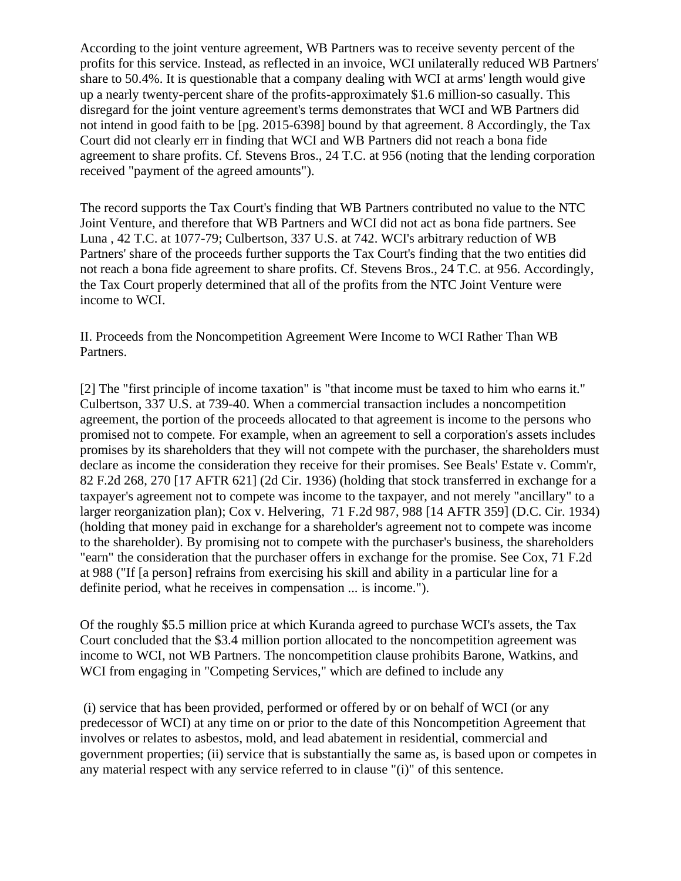According to the joint venture agreement, WB Partners was to receive seventy percent of the profits for this service. Instead, as reflected in an invoice, WCI unilaterally reduced WB Partners' share to 50.4%. It is questionable that a company dealing with WCI at arms' length would give up a nearly twenty-percent share of the profits-approximately $1.6 million-so casually. This disregard for the joint venture agreement's terms demonstrates that WCI and WB Partners did not intend in good faith to be [pg. 2015-6398] bound by that agreement. 8 Accordingly, the Tax Court did not clearly err in finding that WCI and WB Partners did not reach a bona fide agreement to share profits. Cf. Stevens Bros., 24 T.C. at 956 (noting that the lending corporation received "payment of the agreed amounts").

The record supports the Tax Court's finding that WB Partners contributed no value to the NTC Joint Venture, and therefore that WB Partners and WCI did not act as bona fide partners. See Luna , 42 T.C. at 1077-79; Culbertson, 337 U.S. at 742. WCI's arbitrary reduction of WB Partners' share of the proceeds further supports the Tax Court's finding that the two entities did not reach a bona fide agreement to share profits. Cf. Stevens Bros., 24 T.C. at 956. Accordingly, the Tax Court properly determined that all of the profits from the NTC Joint Venture were income to WCI.

II. Proceeds from the Noncompetition Agreement Were Income to WCI Rather Than WB Partners.

[2] The "first principle of income taxation" is "that income must be taxed to him who earns it." Culbertson, 337 U.S. at 739-40. When a commercial transaction includes a noncompetition agreement, the portion of the proceeds allocated to that agreement is income to the persons who promised not to compete. For example, when an agreement to sell a corporation's assets includes promises by its shareholders that they will not compete with the purchaser, the shareholders must declare as income the consideration they receive for their promises. See Beals' Estate v. Comm'r, 82 F.2d 268, 270 [17 AFTR 621] (2d Cir. 1936) (holding that stock transferred in exchange for a taxpayer's agreement not to compete was income to the taxpayer, and not merely "ancillary" to a larger reorganization plan); Cox v. Helvering, 71 F.2d 987, 988 [14 AFTR 359] (D.C. Cir. 1934) (holding that money paid in exchange for a shareholder's agreement not to compete was income to the shareholder). By promising not to compete with the purchaser's business, the shareholders "earn" the consideration that the purchaser offers in exchange for the promise. See Cox, 71 F.2d at 988 ("If [a person] refrains from exercising his skill and ability in a particular line for a definite period, what he receives in compensation ... is income.").

Of the roughly $5.5 million price at which Kuranda agreed to purchase WCI's assets, the Tax Court concluded that the $3.4 million portion allocated to the noncompetition agreement was income to WCI, not WB Partners. The noncompetition clause prohibits Barone, Watkins, and WCI from engaging in "Competing Services," which are defined to include any

(i) service that has been provided, performed or offered by or on behalf of WCI (or any predecessor of WCI) at any time on or prior to the date of this Noncompetition Agreement that involves or relates to asbestos, mold, and lead abatement in residential, commercial and government properties; (ii) service that is substantially the same as, is based upon or competes in any material respect with any service referred to in clause "(i)" of this sentence.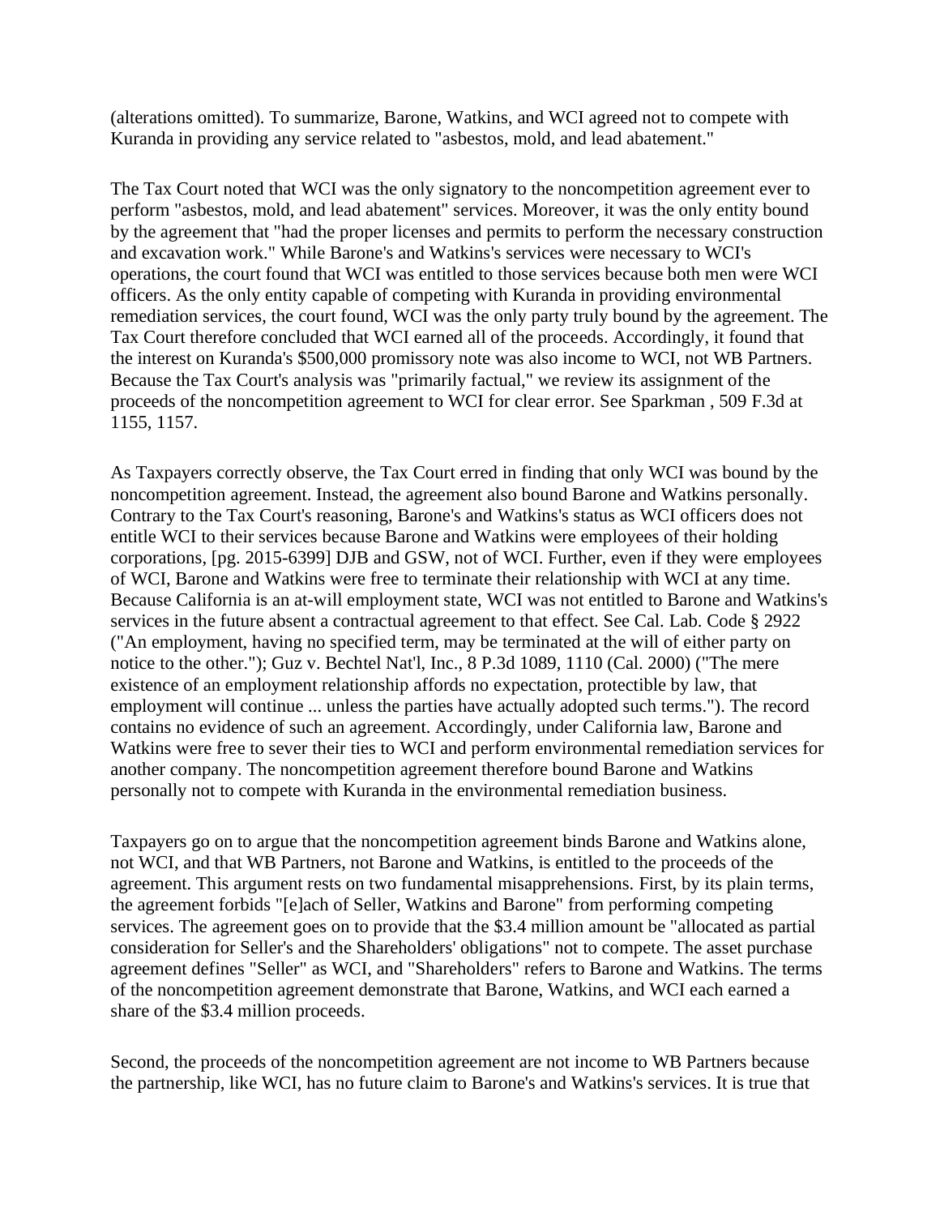(alterations omitted). To summarize, Barone, Watkins, and WCI agreed not to compete with Kuranda in providing any service related to "asbestos, mold, and lead abatement."

The Tax Court noted that WCI was the only signatory to the noncompetition agreement ever to perform "asbestos, mold, and lead abatement" services. Moreover, it was the only entity bound by the agreement that "had the proper licenses and permits to perform the necessary construction and excavation work." While Barone's and Watkins's services were necessary to WCI's operations, the court found that WCI was entitled to those services because both men were WCI officers. As the only entity capable of competing with Kuranda in providing environmental remediation services, the court found, WCI was the only party truly bound by the agreement. The Tax Court therefore concluded that WCI earned all of the proceeds. Accordingly, it found that the interest on Kuranda's $500,000 promissory note was also income to WCI, not WB Partners. Because the Tax Court's analysis was "primarily factual," we review its assignment of the proceeds of the noncompetition agreement to WCI for clear error. See Sparkman , 509 F.3d at 1155, 1157.

As Taxpayers correctly observe, the Tax Court erred in finding that only WCI was bound by the noncompetition agreement. Instead, the agreement also bound Barone and Watkins personally. Contrary to the Tax Court's reasoning, Barone's and Watkins's status as WCI officers does not entitle WCI to their services because Barone and Watkins were employees of their holding corporations, [pg. 2015-6399] DJB and GSW, not of WCI. Further, even if they were employees of WCI, Barone and Watkins were free to terminate their relationship with WCI at any time. Because California is an at-will employment state, WCI was not entitled to Barone and Watkins's services in the future absent a contractual agreement to that effect. See Cal. Lab. Code § 2922 ("An employment, having no specified term, may be terminated at the will of either party on notice to the other."); Guz v. Bechtel Nat'l, Inc., 8 P.3d 1089, 1110 (Cal. 2000) ("The mere existence of an employment relationship affords no expectation, protectible by law, that employment will continue ... unless the parties have actually adopted such terms."). The record contains no evidence of such an agreement. Accordingly, under California law, Barone and Watkins were free to sever their ties to WCI and perform environmental remediation services for another company. The noncompetition agreement therefore bound Barone and Watkins personally not to compete with Kuranda in the environmental remediation business.

Taxpayers go on to argue that the noncompetition agreement binds Barone and Watkins alone, not WCI, and that WB Partners, not Barone and Watkins, is entitled to the proceeds of the agreement. This argument rests on two fundamental misapprehensions. First, by its plain terms, the agreement forbids "[e]ach of Seller, Watkins and Barone" from performing competing services. The agreement goes on to provide that the $3.4 million amount be "allocated as partial consideration for Seller's and the Shareholders' obligations" not to compete. The asset purchase agreement defines "Seller" as WCI, and "Shareholders" refers to Barone and Watkins. The terms of the noncompetition agreement demonstrate that Barone, Watkins, and WCI each earned a share of the $3.4 million proceeds.

Second, the proceeds of the noncompetition agreement are not income to WB Partners because the partnership, like WCI, has no future claim to Barone's and Watkins's services. It is true that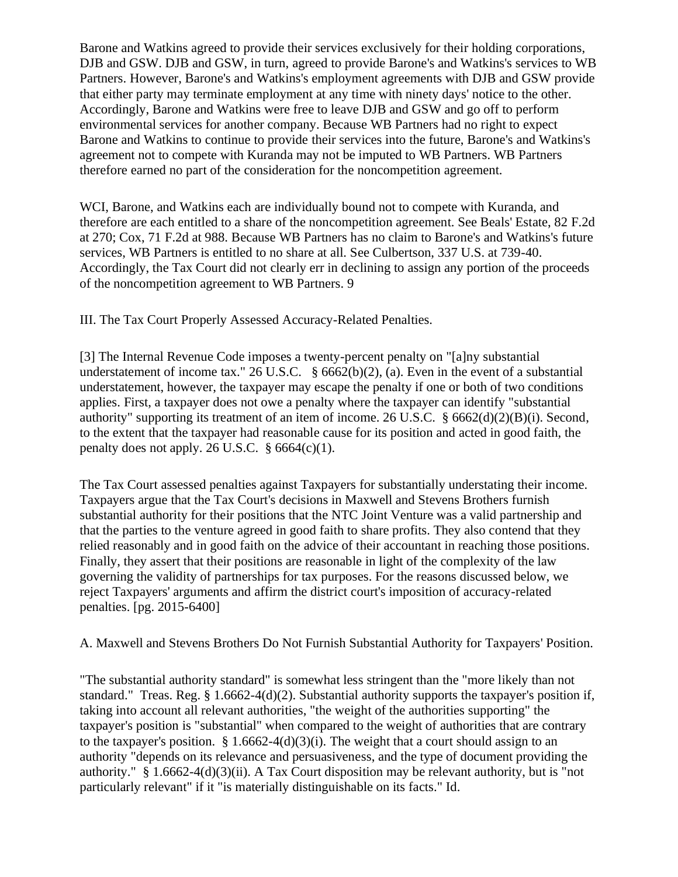Barone and Watkins agreed to provide their services exclusively for their holding corporations, DJB and GSW. DJB and GSW, in turn, agreed to provide Barone's and Watkins's services to WB Partners. However, Barone's and Watkins's employment agreements with DJB and GSW provide that either party may terminate employment at any time with ninety days' notice to the other. Accordingly, Barone and Watkins were free to leave DJB and GSW and go off to perform environmental services for another company. Because WB Partners had no right to expect Barone and Watkins to continue to provide their services into the future, Barone's and Watkins's agreement not to compete with Kuranda may not be imputed to WB Partners. WB Partners therefore earned no part of the consideration for the noncompetition agreement.

WCI, Barone, and Watkins each are individually bound not to compete with Kuranda, and therefore are each entitled to a share of the noncompetition agreement. See Beals' Estate, 82 F.2d at 270; Cox, 71 F.2d at 988. Because WB Partners has no claim to Barone's and Watkins's future services, WB Partners is entitled to no share at all. See Culbertson, 337 U.S. at 739-40. Accordingly, the Tax Court did not clearly err in declining to assign any portion of the proceeds of the noncompetition agreement to WB Partners. 9

## III. The Tax Court Properly Assessed Accuracy-Related Penalties.

[3] The Internal Revenue Code imposes a twenty-percent penalty on "[a]ny substantial understatement of income tax." 26 U.S.C. § 6662(b)(2), (a). Even in the event of a substantial understatement, however, the taxpayer may escape the penalty if one or both of two conditions applies. First, a taxpayer does not owe a penalty where the taxpayer can identify "substantial authority" supporting its treatment of an item of income. 26 U.S.C. § 6662(d)(2)(B)(i). Second, to the extent that the taxpayer had reasonable cause for its position and acted in good faith, the penalty does not apply. 26 U.S.C. § 6664(c)(1).

The Tax Court assessed penalties against Taxpayers for substantially understating their income. Taxpayers argue that the Tax Court's decisions in Maxwell and Stevens Brothers furnish substantial authority for their positions that the NTC Joint Venture was a valid partnership and that the parties to the venture agreed in good faith to share profits. They also contend that they relied reasonably and in good faith on the advice of their accountant in reaching those positions. Finally, they assert that their positions are reasonable in light of the complexity of the law governing the validity of partnerships for tax purposes. For the reasons discussed below, we reject Taxpayers' arguments and affirm the district court's imposition of accuracy-related penalties. [pg. 2015-6400]

### A. Maxwell and Stevens Brothers Do Not Furnish Substantial Authority for Taxpayers' Position.

"The substantial authority standard" is somewhat less stringent than the "more likely than not standard." Treas. Reg. § 1.6662-4(d)(2). Substantial authority supports the taxpayer's position if, taking into account all relevant authorities, "the weight of the authorities supporting" the taxpayer's position is "substantial" when compared to the weight of authorities that are contrary to the taxpayer's position. § 1.6662-4(d)(3)(i). The weight that a court should assign to an authority "depends on its relevance and persuasiveness, and the type of document providing the authority." § 1.6662-4(d)(3)(ii). A Tax Court disposition may be relevant authority, but is "not particularly relevant" if it "is materially distinguishable on its facts." Id.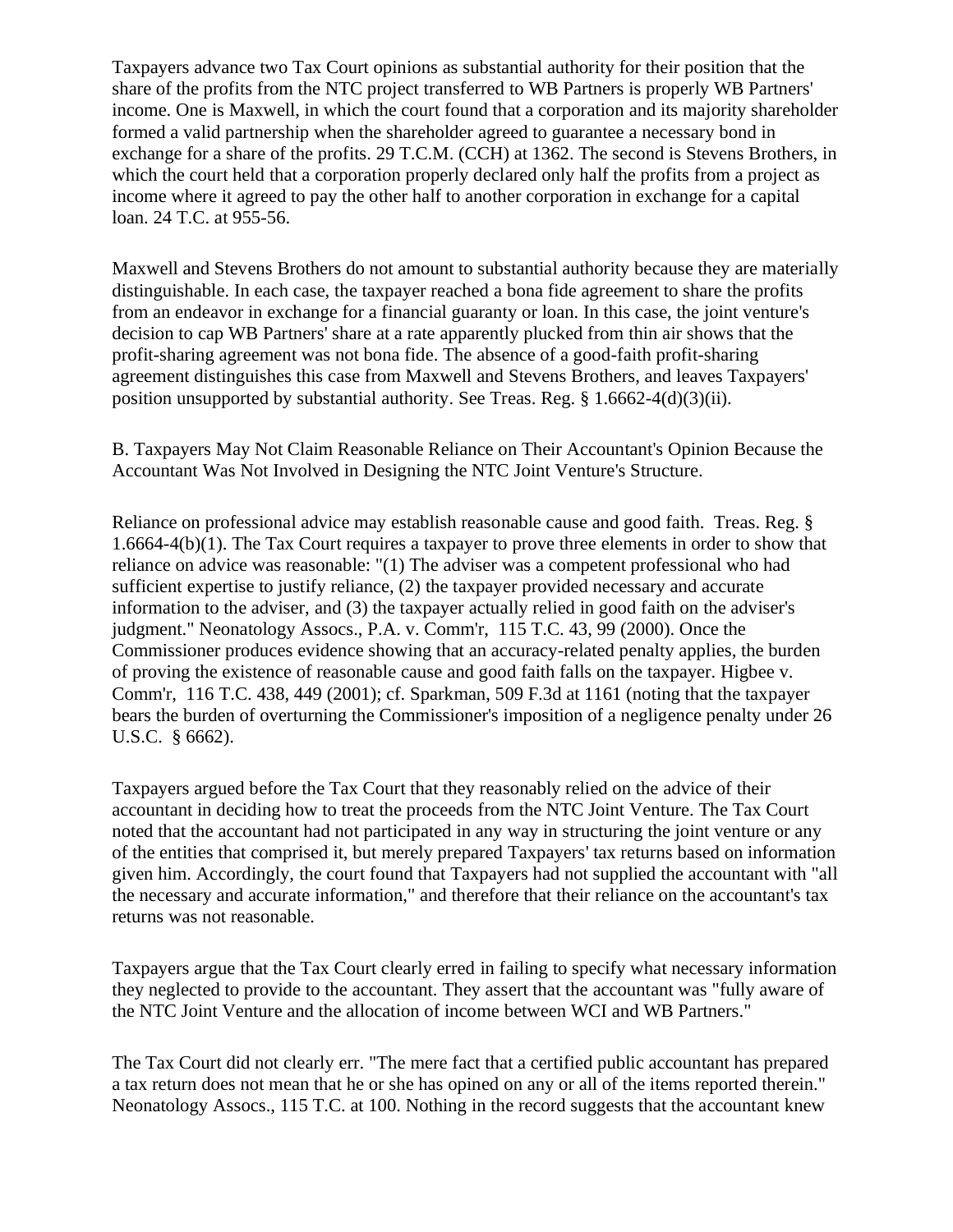Taxpayers advance two Tax Court opinions as substantial authority for their position that the share of the profits from the NTC project transferred to WB Partners is properly WB Partners' income. One is Maxwell, in which the court found that a corporation and its majority shareholder formed a valid partnership when the shareholder agreed to guarantee a necessary bond in exchange for a share of the profits. 29 T.C.M. (CCH) at 1362. The second is Stevens Brothers, in which the court held that a corporation properly declared only half the profits from a project as income where it agreed to pay the other half to another corporation in exchange for a capital loan. 24 T.C. at 955-56.

Maxwell and Stevens Brothers do not amount to substantial authority because they are materially distinguishable. In each case, the taxpayer reached a bona fide agreement to share the profits from an endeavor in exchange for a financial guaranty or loan. In this case, the joint venture's decision to cap WB Partners' share at a rate apparently plucked from thin air shows that the profit-sharing agreement was not bona fide. The absence of a good-faith profit-sharing agreement distinguishes this case from Maxwell and Stevens Brothers, and leaves Taxpayers' position unsupported by substantial authority. See Treas. Reg. § 1.6662-4(d)(3)(ii).

B. Taxpayers May Not Claim Reasonable Reliance on Their Accountant's Opinion Because the Accountant Was Not Involved in Designing the NTC Joint Venture's Structure.

Reliance on professional advice may establish reasonable cause and good faith. Treas. Reg. § 1.6664-4(b)(1). The Tax Court requires a taxpayer to prove three elements in order to show that reliance on advice was reasonable: "(1) The adviser was a competent professional who had sufficient expertise to justify reliance, (2) the taxpayer provided necessary and accurate information to the adviser, and (3) the taxpayer actually relied in good faith on the adviser's judgment." Neonatology Assocs., P.A. v. Comm'r, 115 T.C. 43, 99 (2000). Once the Commissioner produces evidence showing that an accuracy-related penalty applies, the burden of proving the existence of reasonable cause and good faith falls on the taxpayer. Higbee v. Comm'r, 116 T.C. 438, 449 (2001); cf. Sparkman, 509 F.3d at 1161 (noting that the taxpayer bears the burden of overturning the Commissioner's imposition of a negligence penalty under 26 U.S.C. § 6662).

Taxpayers argued before the Tax Court that they reasonably relied on the advice of their accountant in deciding how to treat the proceeds from the NTC Joint Venture. The Tax Court noted that the accountant had not participated in any way in structuring the joint venture or any of the entities that comprised it, but merely prepared Taxpayers' tax returns based on information given him. Accordingly, the court found that Taxpayers had not supplied the accountant with "all the necessary and accurate information," and therefore that their reliance on the accountant's tax returns was not reasonable.

Taxpayers argue that the Tax Court clearly erred in failing to specify what necessary information they neglected to provide to the accountant. They assert that the accountant was "fully aware of the NTC Joint Venture and the allocation of income between WCI and WB Partners."

The Tax Court did not clearly err. "The mere fact that a certified public accountant has prepared a tax return does not mean that he or she has opined on any or all of the items reported therein." Neonatology Assocs., 115 T.C. at 100. Nothing in the record suggests that the accountant knew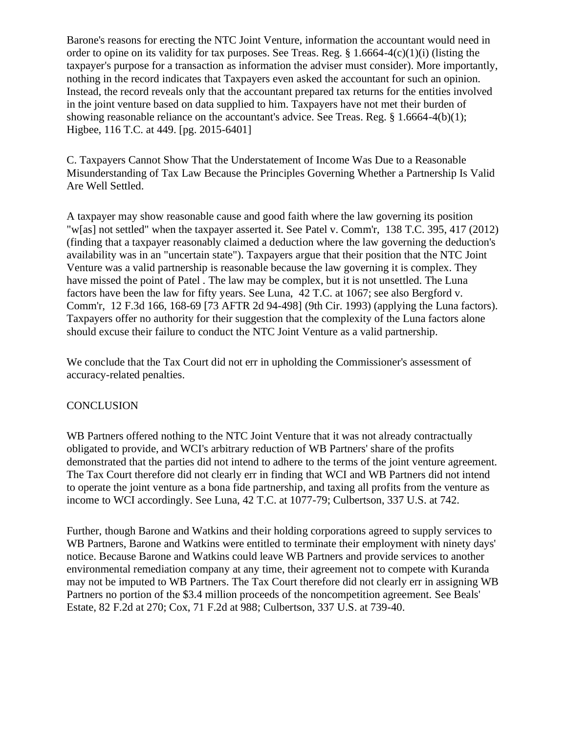Barone's reasons for erecting the NTC Joint Venture, information the accountant would need in order to opine on its validity for tax purposes. See Treas. Reg. § 1.6664-4(c)(1)(i) (listing the taxpayer's purpose for a transaction as information the adviser must consider). More importantly, nothing in the record indicates that Taxpayers even asked the accountant for such an opinion. Instead, the record reveals only that the accountant prepared tax returns for the entities involved in the joint venture based on data supplied to him. Taxpayers have not met their burden of showing reasonable reliance on the accountant's advice. See Treas. Reg. § 1.6664-4(b)(1); Higbee, 116 T.C. at 449. [pg. 2015-6401]

C. Taxpayers Cannot Show That the Understatement of Income Was Due to a Reasonable Misunderstanding of Tax Law Because the Principles Governing Whether a Partnership Is Valid Are Well Settled.

A taxpayer may show reasonable cause and good faith where the law governing its position "w[as] not settled" when the taxpayer asserted it. See Patel v. Comm'r, 138 T.C. 395, 417 (2012) (finding that a taxpayer reasonably claimed a deduction where the law governing the deduction's availability was in an "uncertain state"). Taxpayers argue that their position that the NTC Joint Venture was a valid partnership is reasonable because the law governing it is complex. They have missed the point of Patel . The law may be complex, but it is not unsettled. The Luna factors have been the law for fifty years. See Luna, 42 T.C. at 1067; see also Bergford v. Comm'r, 12 F.3d 166, 168-69 [73 AFTR 2d 94-498] (9th Cir. 1993) (applying the Luna factors). Taxpayers offer no authority for their suggestion that the complexity of the Luna factors alone should excuse their failure to conduct the NTC Joint Venture as a valid partnership.

We conclude that the Tax Court did not err in upholding the Commissioner's assessment of accuracy-related penalties.

CONCLUSION

WB Partners offered nothing to the NTC Joint Venture that it was not already contractually obligated to provide, and WCI's arbitrary reduction of WB Partners' share of the profits demonstrated that the parties did not intend to adhere to the terms of the joint venture agreement. The Tax Court therefore did not clearly err in finding that WCI and WB Partners did not intend to operate the joint venture as a bona fide partnership, and taxing all profits from the venture as income to WCI accordingly. See Luna, 42 T.C. at 1077-79; Culbertson, 337 U.S. at 742.

Further, though Barone and Watkins and their holding corporations agreed to supply services to WB Partners, Barone and Watkins were entitled to terminate their employment with ninety days' notice. Because Barone and Watkins could leave WB Partners and provide services to another environmental remediation company at any time, their agreement not to compete with Kuranda may not be imputed to WB Partners. The Tax Court therefore did not clearly err in assigning WB Partners no portion of the $3.4 million proceeds of the noncompetition agreement. See Beals' Estate, 82 F.2d at 270; Cox, 71 F.2d at 988; Culbertson, 337 U.S. at 739-40.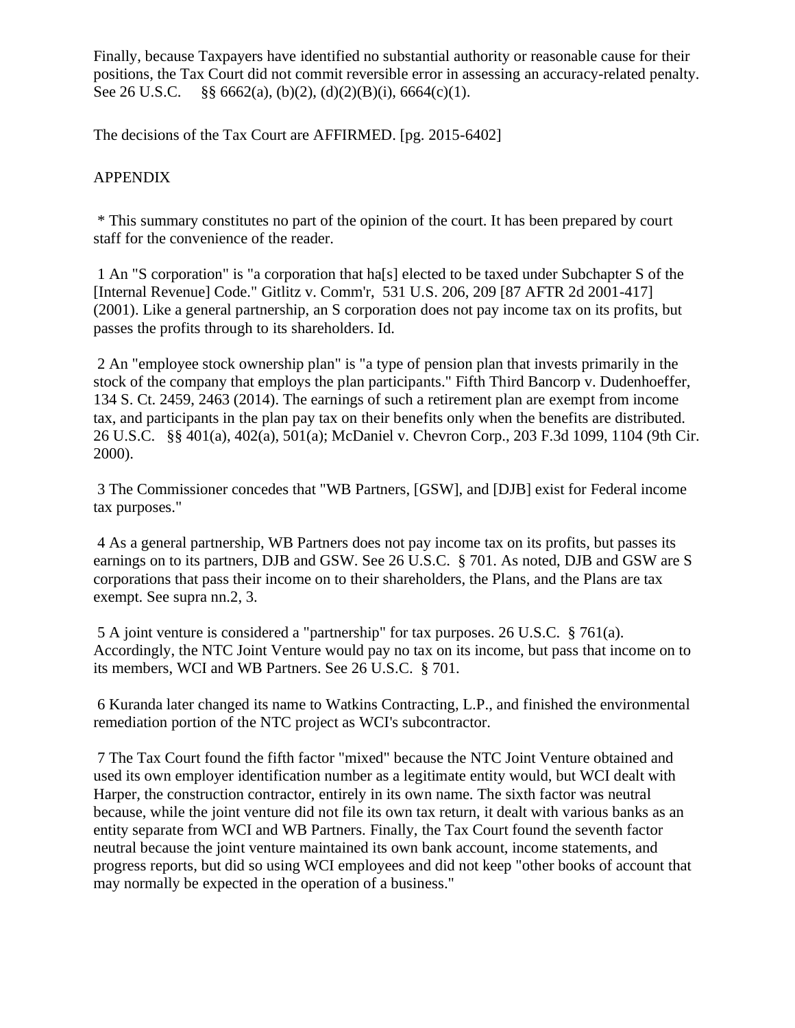Finally, because Taxpayers have identified no substantial authority or reasonable cause for their positions, the Tax Court did not commit reversible error in assessing an accuracy-related penalty. See 26 U.S.C. §§ 6662(a), (b)(2), (d)(2)(B)(i), 6664(c)(1).

The decisions of the Tax Court are AFFIRMED. [pg. 2015-6402]

APPENDIX

\* This summary constitutes no part of the opinion of the court. It has been prepared by court staff for the convenience of the reader.

1 An "S corporation" is "a corporation that ha[s] elected to be taxed under Subchapter S of the [Internal Revenue] Code." Gitlitz v. Comm'r, 531 U.S. 206, 209 [87 AFTR 2d 2001-417] (2001). Like a general partnership, an S corporation does not pay income tax on its profits, but passes the profits through to its shareholders. Id.

2 An "employee stock ownership plan" is "a type of pension plan that invests primarily in the stock of the company that employs the plan participants." Fifth Third Bancorp v. Dudenhoeffer, 134 S. Ct. 2459, 2463 (2014). The earnings of such a retirement plan are exempt from income tax, and participants in the plan pay tax on their benefits only when the benefits are distributed. 26 U.S.C. §§ 401(a), 402(a), 501(a); McDaniel v. Chevron Corp., 203 F.3d 1099, 1104 (9th Cir. 2000).

3 The Commissioner concedes that "WB Partners, [GSW], and [DJB] exist for Federal income tax purposes."

4 As a general partnership, WB Partners does not pay income tax on its profits, but passes its earnings on to its partners, DJB and GSW. See 26 U.S.C. § 701. As noted, DJB and GSW are S corporations that pass their income on to their shareholders, the Plans, and the Plans are tax exempt. See supra nn.2, 3.

5 A joint venture is considered a "partnership" for tax purposes. 26 U.S.C. § 761(a). Accordingly, the NTC Joint Venture would pay no tax on its income, but pass that income on to its members, WCI and WB Partners. See 26 U.S.C. § 701.

6 Kuranda later changed its name to Watkins Contracting, L.P., and finished the environmental remediation portion of the NTC project as WCI's subcontractor.

7 The Tax Court found the fifth factor "mixed" because the NTC Joint Venture obtained and used its own employer identification number as a legitimate entity would, but WCI dealt with Harper, the construction contractor, entirely in its own name. The sixth factor was neutral because, while the joint venture did not file its own tax return, it dealt with various banks as an entity separate from WCI and WB Partners. Finally, the Tax Court found the seventh factor neutral because the joint venture maintained its own bank account, income statements, and progress reports, but did so using WCI employees and did not keep "other books of account that may normally be expected in the operation of a business."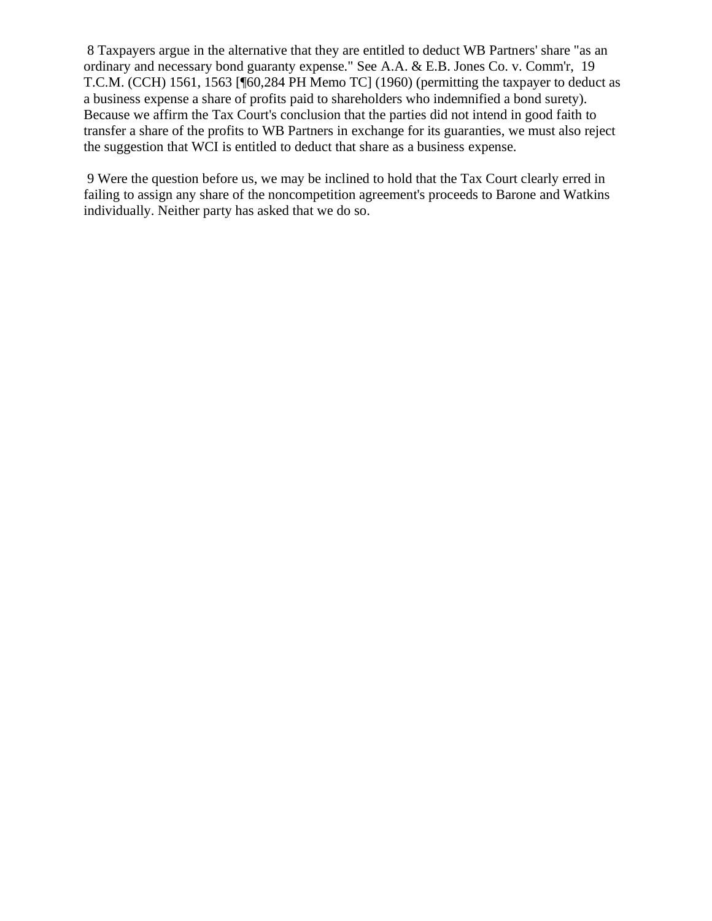8 Taxpayers argue in the alternative that they are entitled to deduct WB Partners' share "as an ordinary and necessary bond guaranty expense." See A.A. & E.B. Jones Co. v. Comm'r, 19 T.C.M. (CCH) 1561, 1563 [¶60,284 PH Memo TC] (1960) (permitting the taxpayer to deduct as a business expense a share of profits paid to shareholders who indemnified a bond surety). Because we affirm the Tax Court's conclusion that the parties did not intend in good faith to transfer a share of the profits to WB Partners in exchange for its guaranties, we must also reject the suggestion that WCI is entitled to deduct that share as a business expense.

9 Were the question before us, we may be inclined to hold that the Tax Court clearly erred in failing to assign any share of the noncompetition agreement's proceeds to Barone and Watkins individually. Neither party has asked that we do so.